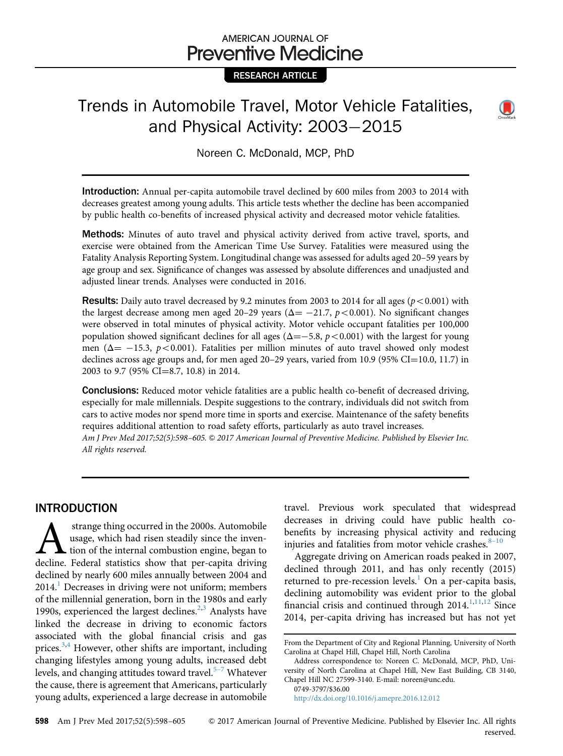AMERICAN JOURNAL OF
Preventive Medicine

RESEARCH ARTICLE

# Trends in Automobile Travel, Motor Vehicle Fatalities, and Physical Activity: 2003−2015

Noreen C. McDonald, MCP, PhD

**Introduction:** Annual per-capita automobile travel declined by 600 miles from 2003 to 2014 with decreases greatest among young adults. This article tests whether the decline has been accompanied by public health co-benefits of increased physical activity and decreased motor vehicle fatalities.

**Methods:** Minutes of auto travel and physical activity derived from active travel, sports, and exercise were obtained from the American Time Use Survey. Fatalities were measured using the Fatality Analysis Reporting System. Longitudinal change was assessed for adults aged 20–59 years by age group and sex. Significance of changes was assessed by absolute differences and unadjusted and adjusted linear trends. Analyses were conducted in 2016.

**Results:** Daily auto travel decreased by 9.2 minutes from 2003 to 2014 for all ages ($p<0.001$) with the largest decrease among men aged 20–29 years ($\Delta = -21.7$, $p<0.001$). No significant changes were observed in total minutes of physical activity. Motor vehicle occupant fatalities per 100,000 population showed significant declines for all ages ($\Delta = -5.8$, $p<0.001$) with the largest for young men ($\Delta = -15.3$, $p<0.001$). Fatalities per million minutes of auto travel showed only modest declines across age groups and, for men aged 20–29 years, varied from 10.9 (95% CI=10.0, 11.7) in 2003 to 9.7 (95% CI=8.7, 10.8) in 2014.

**Conclusions:** Reduced motor vehicle fatalities are a public health co-benefit of decreased driving, especially for male millennials. Despite suggestions to the contrary, individuals did not switch from cars to active modes nor spend more time in sports and exercise. Maintenance of the safety benefits requires additional attention to road safety efforts, particularly as auto travel increases.

*Am J Prev Med 2017;52(5):598–605. © 2017 American Journal of Preventive Medicine. Published by Elsevier Inc. All rights reserved.*

## INTRODUCTION

A strange thing occurred in the 2000s. Automobile usage, which had risen steadily since the invention of the internal combustion engine, began to decline. Federal statistics show that per-capita driving declined by nearly 600 miles annually between 2004 and 2014.[1] Decreases in driving were not uniform; members of the millennial generation, born in the 1980s and early 1990s, experienced the largest declines.[2,3] Analysts have linked the decrease in driving to economic factors associated with the global financial crisis and gas prices.[3,4] However, other shifts are important, including changing lifestyles among young adults, increased debt levels, and changing attitudes toward travel.[5–7] Whatever the cause, there is agreement that Americans, particularly young adults, experienced a large decrease in automobile travel. Previous work speculated that widespread decreases in driving could have public health co-benefits by increasing physical activity and reducing injuries and fatalities from motor vehicle crashes.[8–10]

Aggregate driving on American roads peaked in 2007, declined through 2011, and has only recently (2015) returned to pre-recession levels.[1] On a per-capita basis, declining automobility was evident prior to the global financial crisis and continued through 2014.[1,11,12] Since 2014, per-capita driving has increased but has not yet

From the Department of City and Regional Planning, University of North Carolina at Chapel Hill, Chapel Hill, North Carolina

Address correspondence to: Noreen C. McDonald, MCP, PhD, University of North Carolina at Chapel Hill, New East Building, CB 3140, Chapel Hill NC 27599-3140. E-mail: noreen@unc.edu.

0749-3797/$36.00

http://dx.doi.org/10.1016/j.amepre.2016.12.012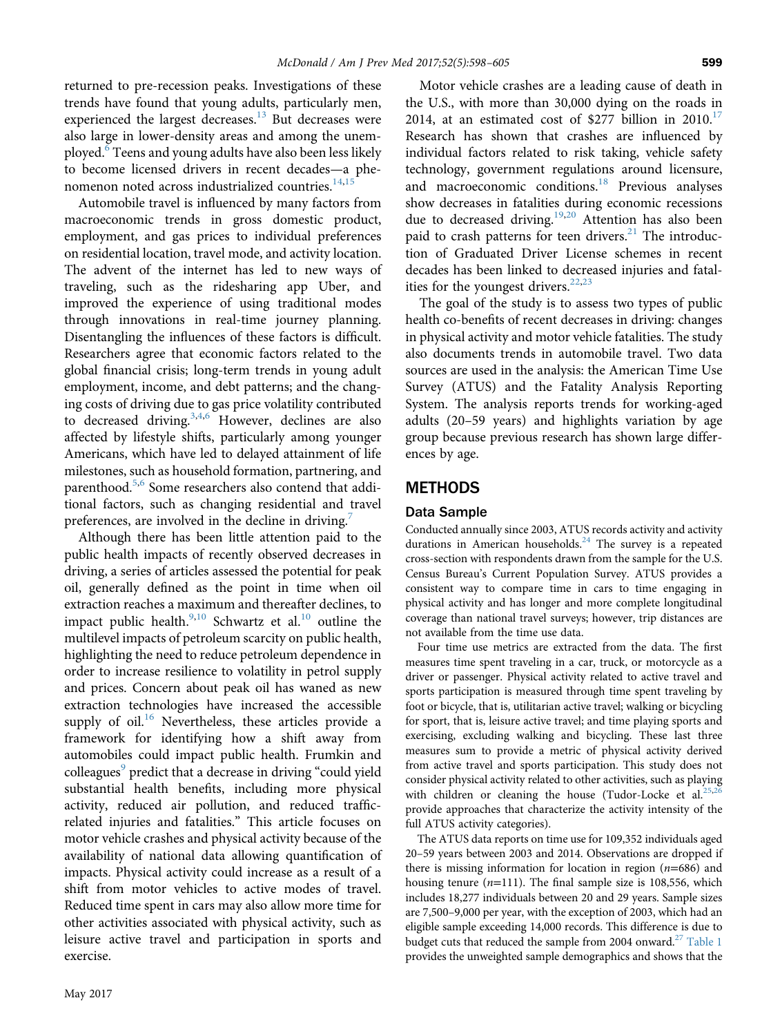returned to pre-recession peaks. Investigations of these trends have found that young adults, particularly men, experienced the largest decreases.[13] But decreases were also large in lower-density areas and among the unemployed.[6] Teens and young adults have also been less likely to become licensed drivers in recent decades—a phenomenon noted across industrialized countries.[14,15]

Automobile travel is influenced by many factors from macroeconomic trends in gross domestic product, employment, and gas prices to individual preferences on residential location, travel mode, and activity location. The advent of the internet has led to new ways of traveling, such as the ridesharing app Uber, and improved the experience of using traditional modes through innovations in real-time journey planning. Disentangling the influences of these factors is difficult. Researchers agree that economic factors related to the global financial crisis; long-term trends in young adult employment, income, and debt patterns; and the changing costs of driving due to gas price volatility contributed to decreased driving.[3,4,6] However, declines are also affected by lifestyle shifts, particularly among younger Americans, which have led to delayed attainment of life milestones, such as household formation, partnering, and parenthood.[5,6] Some researchers also contend that additional factors, such as changing residential and travel preferences, are involved in the decline in driving.[7]

Although there has been little attention paid to the public health impacts of recently observed decreases in driving, a series of articles assessed the potential for peak oil, generally defined as the point in time when oil extraction reaches a maximum and thereafter declines, to impact public health.[9,10] Schwartz et al.[10] outline the multilevel impacts of petroleum scarcity on public health, highlighting the need to reduce petroleum dependence in order to increase resilience to volatility in petrol supply and prices. Concern about peak oil has waned as new extraction technologies have increased the accessible supply of oil.[16] Nevertheless, these articles provide a framework for identifying how a shift away from automobiles could impact public health. Frumkin and colleagues[9] predict that a decrease in driving "could yield substantial health benefits, including more physical activity, reduced air pollution, and reduced traffic-related injuries and fatalities." This article focuses on motor vehicle crashes and physical activity because of the availability of national data allowing quantification of impacts. Physical activity could increase as a result of a shift from motor vehicles to active modes of travel. Reduced time spent in cars may also allow more time for other activities associated with physical activity, such as leisure active travel and participation in sports and exercise.

Motor vehicle crashes are a leading cause of death in the U.S., with more than 30,000 dying on the roads in 2014, at an estimated cost of $277 billion in 2010.[17] Research has shown that crashes are influenced by individual factors related to risk taking, vehicle safety technology, government regulations around licensure, and macroeconomic conditions.[18] Previous analyses show decreases in fatalities during economic recessions due to decreased driving.[19,20] Attention has also been paid to crash patterns for teen drivers.[21] The introduction of Graduated Driver License schemes in recent decades has been linked to decreased injuries and fatalities for the youngest drivers.[22,23]

The goal of the study is to assess two types of public health co-benefits of recent decreases in driving: changes in physical activity and motor vehicle fatalities. The study also documents trends in automobile travel. Two data sources are used in the analysis: the American Time Use Survey (ATUS) and the Fatality Analysis Reporting System. The analysis reports trends for working-aged adults (20–59 years) and highlights variation by age group because previous research has shown large differences by age.

## METHODS

### Data Sample

Conducted annually since 2003, ATUS records activity and activity durations in American households.[24] The survey is a repeated cross-section with respondents drawn from the sample for the U.S. Census Bureau's Current Population Survey. ATUS provides a consistent way to compare time in cars to time engaging in physical activity and has longer and more complete longitudinal coverage than national travel surveys; however, trip distances are not available from the time use data.

Four time use metrics are extracted from the data. The first measures time spent traveling in a car, truck, or motorcycle as a driver or passenger. Physical activity related to active travel and sports participation is measured through time spent traveling by foot or bicycle, that is, utilitarian active travel; walking or bicycling for sport, that is, leisure active travel; and time playing sports and exercising, excluding walking and bicycling. These last three measures sum to provide a metric of physical activity derived from active travel and sports participation. This study does not consider physical activity related to other activities, such as playing with children or cleaning the house (Tudor-Locke et al.[25,26] provide approaches that characterize the activity intensity of the full ATUS activity categories).

The ATUS data reports on time use for 109,352 individuals aged 20–59 years between 2003 and 2014. Observations are dropped if there is missing information for location in region ($n$=686) and housing tenure ($n$=111). The final sample size is 108,556, which includes 18,277 individuals between 20 and 29 years. Sample sizes are 7,500–9,000 per year, with the exception of 2003, which had an eligible sample exceeding 14,000 records. This difference is due to budget cuts that reduced the sample from 2004 onward.[27] Table 1 provides the unweighted sample demographics and shows that the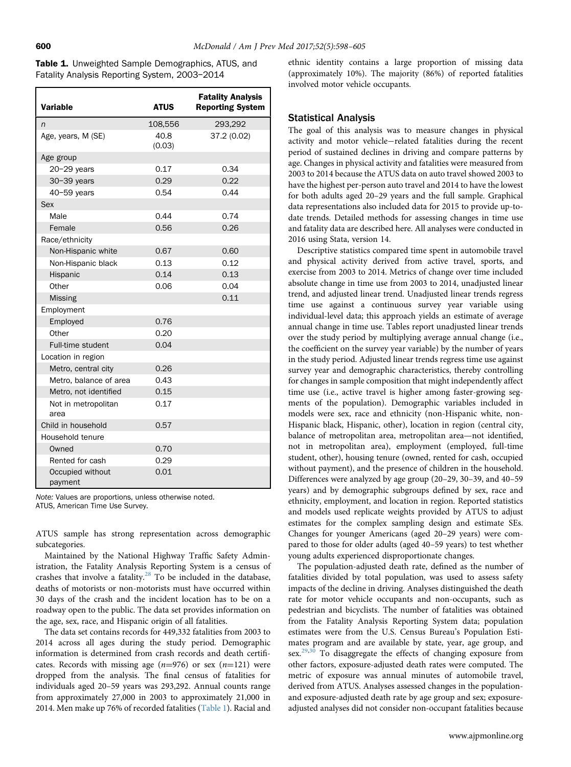**Table 1.** Unweighted Sample Demographics, ATUS, and Fatality Analysis Reporting System, 2003–2014

| Variable | ATUS | Fatality Analysis Reporting System |
|---|---|---|
| *n* | 108,556 | 293,292 |
| Age, years, M (SE) | 40.8 (0.03) | 37.2 (0.02) |
| Age group | | |
| 20–29 years | 0.17 | 0.34 |
| 30–39 years | 0.29 | 0.22 |
| 40–59 years | 0.54 | 0.44 |
| Sex | | |
| Male | 0.44 | 0.74 |
| Female | 0.56 | 0.26 |
| Race/ethnicity | | |
| Non-Hispanic white | 0.67 | 0.60 |
| Non-Hispanic black | 0.13 | 0.12 |
| Hispanic | 0.14 | 0.13 |
| Other | 0.06 | 0.04 |
| Missing | | 0.11 |
| Employment | | |
| Employed | 0.76 | |
| Other | 0.20 | |
| Full-time student | 0.04 | |
| Location in region | | |
| Metro, central city | 0.26 | |
| Metro, balance of area | 0.43 | |
| Metro, not identified | 0.15 | |
| Not in metropolitan area | 0.17 | |
| Child in household | 0.57 | |
| Household tenure | | |
| Owned | 0.70 | |
| Rented for cash | 0.29 | |
| Occupied without payment | 0.01 | |

*Note:* Values are proportions, unless otherwise noted.
ATUS, American Time Use Survey.

ATUS sample has strong representation across demographic subcategories.

Maintained by the National Highway Traffic Safety Administration, the Fatality Analysis Reporting System is a census of crashes that involve a fatality.[28] To be included in the database, deaths of motorists or non-motorists must have occurred within 30 days of the crash and the incident location has to be on a roadway open to the public. The data set provides information on the age, sex, race, and Hispanic origin of all fatalities.

The data set contains records for 449,332 fatalities from 2003 to 2014 across all ages during the study period. Demographic information is determined from crash records and death certificates. Records with missing age ($n$=976) or sex ($n$=121) were dropped from the analysis. The final census of fatalities for individuals aged 20–59 years was 293,292. Annual counts range from approximately 27,000 in 2003 to approximately 21,000 in 2014. Men make up 76% of recorded fatalities (Table 1). Racial and ethnic identity contains a large proportion of missing data (approximately 10%). The majority (86%) of reported fatalities involved motor vehicle occupants.

## Statistical Analysis

The goal of this analysis was to measure changes in physical activity and motor vehicle–related fatalities during the recent period of sustained declines in driving and compare patterns by age. Changes in physical activity and fatalities were measured from 2003 to 2014 because the ATUS data on auto travel showed 2003 to have the highest per-person auto travel and 2014 to have the lowest for both adults aged 20–29 years and the full sample. Graphical data representations also included data for 2015 to provide up-to-date trends. Detailed methods for assessing changes in time use and fatality data are described here. All analyses were conducted in 2016 using Stata, version 14.

Descriptive statistics compared time spent in automobile travel and physical activity derived from active travel, sports, and exercise from 2003 to 2014. Metrics of change over time included absolute change in time use from 2003 to 2014, unadjusted linear trend, and adjusted linear trend. Unadjusted linear trends regress time use against a continuous survey year variable using individual-level data; this approach yields an estimate of average annual change in time use. Tables report unadjusted linear trends over the study period by multiplying average annual change (i.e., the coefficient on the survey year variable) by the number of years in the study period. Adjusted linear trends regress time use against survey year and demographic characteristics, thereby controlling for changes in sample composition that might independently affect time use (i.e., active travel is higher among faster-growing segments of the population). Demographic variables included in models were sex, race and ethnicity (non-Hispanic white, non-Hispanic black, Hispanic, other), location in region (central city, balance of metropolitan area, metropolitan area—not identified, not in metropolitan area), employment (employed, full-time student, other), housing tenure (owned, rented for cash, occupied without payment), and the presence of children in the household. Differences were analyzed by age group (20–29, 30–39, and 40–59 years) and by demographic subgroups defined by sex, race and ethnicity, employment, and location in region. Reported statistics and models used replicate weights provided by ATUS to adjust estimates for the complex sampling design and estimate SEs. Changes for younger Americans (aged 20–29 years) were compared to those for older adults (aged 40–59 years) to test whether young adults experienced disproportionate changes.

The population-adjusted death rate, defined as the number of fatalities divided by total population, was used to assess safety impacts of the decline in driving. Analyses distinguished the death rate for motor vehicle occupants and non-occupants, such as pedestrian and bicyclists. The number of fatalities was obtained from the Fatality Analysis Reporting System data; population estimates were from the U.S. Census Bureau's Population Estimates program and are available by state, year, age group, and sex.[29,30] To disaggregate the effects of changing exposure from other factors, exposure-adjusted death rates were computed. The metric of exposure was annual minutes of automobile travel, derived from ATUS. Analyses assessed changes in the population- and exposure-adjusted death rate by age group and sex; exposure-adjusted analyses did not consider non-occupant fatalities because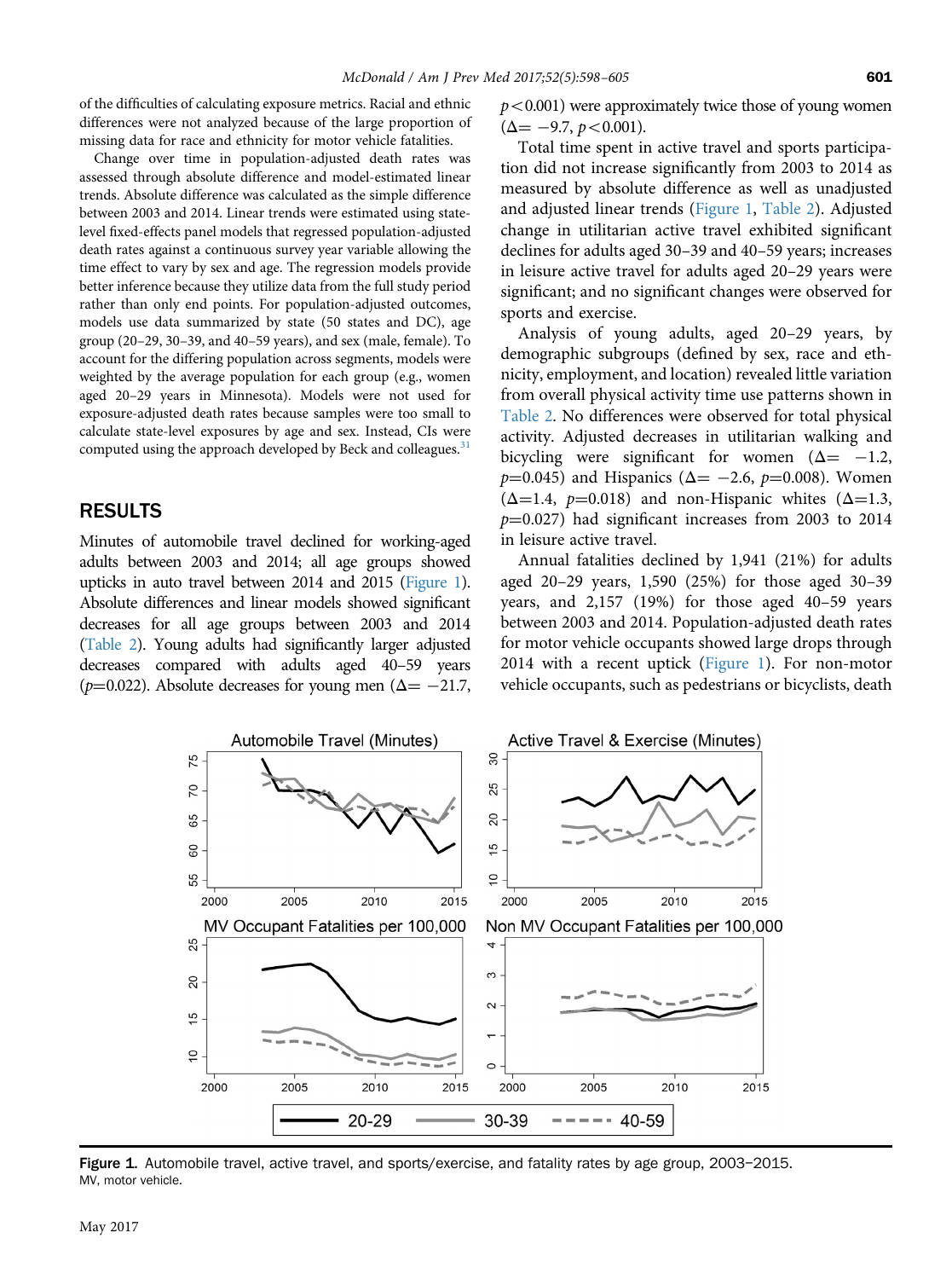of the difficulties of calculating exposure metrics. Racial and ethnic differences were not analyzed because of the large proportion of missing data for race and ethnicity for motor vehicle fatalities.

Change over time in population-adjusted death rates was assessed through absolute difference and model-estimated linear trends. Absolute difference was calculated as the simple difference between 2003 and 2014. Linear trends were estimated using state-level fixed-effects panel models that regressed population-adjusted death rates against a continuous survey year variable allowing the time effect to vary by sex and age. The regression models provide better inference because they utilize data from the full study period rather than only end points. For population-adjusted outcomes, models use data summarized by state (50 states and DC), age group (20–29, 30–39, and 40–59 years), and sex (male, female). To account for the differing population across segments, models were weighted by the average population for each group (e.g., women aged 20–29 years in Minnesota). Models were not used for exposure-adjusted death rates because samples were too small to calculate state-level exposures by age and sex. Instead, CIs were computed using the approach developed by Beck and colleagues.[31]

## RESULTS

Minutes of automobile travel declined for working-aged adults between 2003 and 2014; all age groups showed upticks in auto travel between 2014 and 2015 (Figure 1). Absolute differences and linear models showed significant decreases for all age groups between 2003 and 2014 (Table 2). Young adults had significantly larger adjusted decreases compared with adults aged 40–59 years ($p$=0.022). Absolute decreases for young men (Δ= −21.7, $p<0.001$) were approximately twice those of young women (Δ= −9.7, $p<0.001$).

Total time spent in active travel and sports participation did not increase significantly from 2003 to 2014 as measured by absolute difference as well as unadjusted and adjusted linear trends (Figure 1, Table 2). Adjusted change in utilitarian active travel exhibited significant declines for adults aged 30–39 and 40–59 years; increases in leisure active travel for adults aged 20–29 years were significant; and no significant changes were observed for sports and exercise.

Analysis of young adults, aged 20–29 years, by demographic subgroups (defined by sex, race and ethnicity, employment, and location) revealed little variation from overall physical activity time use patterns shown in Table 2. No differences were observed for total physical activity. Adjusted decreases in utilitarian walking and bicycling were significant for women (Δ= −1.2, $p$=0.045) and Hispanics (Δ= −2.6, $p$=0.008). Women (Δ=1.4, $p$=0.018) and non-Hispanic whites (Δ=1.3, $p$=0.027) had significant increases from 2003 to 2014 in leisure active travel.

Annual fatalities declined by 1,941 (21%) for adults aged 20–29 years, 1,590 (25%) for those aged 30–39 years, and 2,157 (19%) for those aged 40–59 years between 2003 and 2014. Population-adjusted death rates for motor vehicle occupants showed large drops through 2014 with a recent uptick (Figure 1). For non-motor vehicle occupants, such as pedestrians or bicyclists, death

Automobile Travel (Minutes)
75 70 65 60 55
2000 2005 2010 2015

Active Travel & Exercise (Minutes)
30 25 20 15 10
2000 2005 2010 2015

MV Occupant Fatalities per 100,000
25 20 15 10
2000 2005 2010 2015

Non MV Occupant Fatalities per 100,000
4 3 2 1 0
2000 2005 2010 2015

20-29 30-39 40-59

**Figure 1.** Automobile travel, active travel, and sports/exercise, and fatality rates by age group, 2003–2015.
MV, motor vehicle.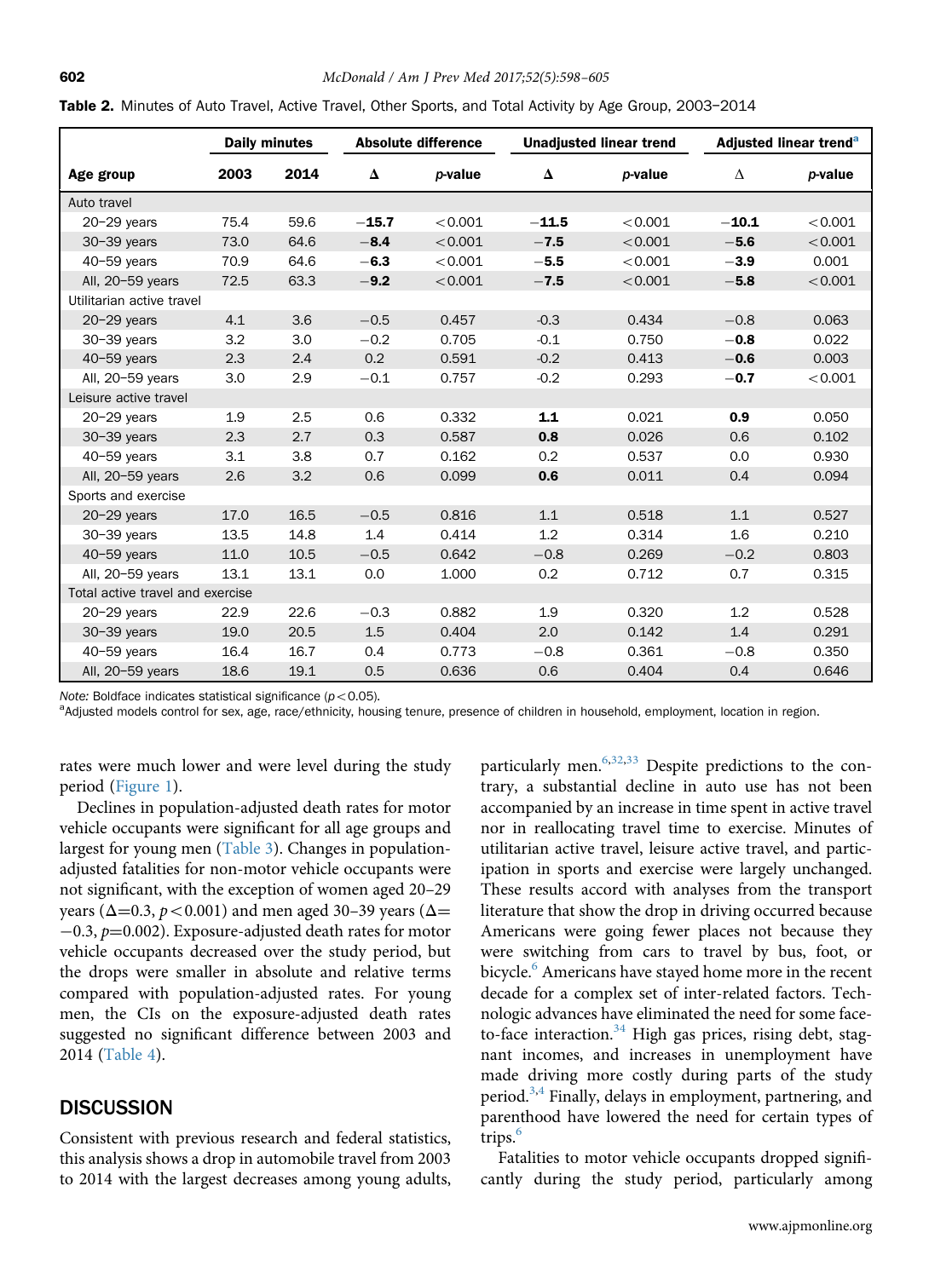**Table 2.** Minutes of Auto Travel, Active Travel, Other Sports, and Total Activity by Age Group, 2003–2014

| Age group | Daily minutes | | Absolute difference | | Unadjusted linear trend | | Adjusted linear trend[a] | |
|---|---|---|---|---|---|---|---|---|
| | 2003 | 2014 | Δ | *p*-value | Δ | *p*-value | Δ | *p*-value |
| Auto travel | | | | | | | | |
| 20–29 years | 75.4 | 59.6 | **−15.7** | <0.001 | **−11.5** | <0.001 | **−10.1** | <0.001 |
| 30–39 years | 73.0 | 64.6 | **−8.4** | <0.001 | **−7.5** | <0.001 | **−5.6** | <0.001 |
| 40–59 years | 70.9 | 64.6 | **−6.3** | <0.001 | **−5.5** | <0.001 | **−3.9** | 0.001 |
| All, 20–59 years | 72.5 | 63.3 | **−9.2** | <0.001 | **−7.5** | <0.001 | **−5.8** | <0.001 |
| Utilitarian active travel | | | | | | | | |
| 20–29 years | 4.1 | 3.6 | −0.5 | 0.457 | -0.3 | 0.434 | −0.8 | 0.063 |
| 30–39 years | 3.2 | 3.0 | −0.2 | 0.705 | -0.1 | 0.750 | **−0.8** | 0.022 |
| 40–59 years | 2.3 | 2.4 | 0.2 | 0.591 | -0.2 | 0.413 | **−0.6** | 0.003 |
| All, 20–59 years | 3.0 | 2.9 | −0.1 | 0.757 | -0.2 | 0.293 | **−0.7** | <0.001 |
| Leisure active travel | | | | | | | | |
| 20–29 years | 1.9 | 2.5 | 0.6 | 0.332 | **1.1** | 0.021 | **0.9** | 0.050 |
| 30–39 years | 2.3 | 2.7 | 0.3 | 0.587 | **0.8** | 0.026 | 0.6 | 0.102 |
| 40–59 years | 3.1 | 3.8 | 0.7 | 0.162 | 0.2 | 0.537 | 0.0 | 0.930 |
| All, 20–59 years | 2.6 | 3.2 | 0.6 | 0.099 | **0.6** | 0.011 | 0.4 | 0.094 |
| Sports and exercise | | | | | | | | |
| 20–29 years | 17.0 | 16.5 | −0.5 | 0.816 | 1.1 | 0.518 | 1.1 | 0.527 |
| 30–39 years | 13.5 | 14.8 | 1.4 | 0.414 | 1.2 | 0.314 | 1.6 | 0.210 |
| 40–59 years | 11.0 | 10.5 | −0.5 | 0.642 | −0.8 | 0.269 | −0.2 | 0.803 |
| All, 20–59 years | 13.1 | 13.1 | 0.0 | 1.000 | 0.2 | 0.712 | 0.7 | 0.315 |
| Total active travel and exercise | | | | | | | | |
| 20–29 years | 22.9 | 22.6 | −0.3 | 0.882 | 1.9 | 0.320 | 1.2 | 0.528 |
| 30–39 years | 19.0 | 20.5 | 1.5 | 0.404 | 2.0 | 0.142 | 1.4 | 0.291 |
| 40–59 years | 16.4 | 16.7 | 0.4 | 0.773 | −0.8 | 0.361 | −0.8 | 0.350 |
| All, 20–59 years | 18.6 | 19.1 | 0.5 | 0.636 | 0.6 | 0.404 | 0.4 | 0.646 |

*Note:* Boldface indicates statistical significance ($p<0.05$).
[a]Adjusted models control for sex, age, race/ethnicity, housing tenure, presence of children in household, employment, location in region.

rates were much lower and were level during the study period (Figure 1).

Declines in population-adjusted death rates for motor vehicle occupants were significant for all age groups and largest for young men (Table 3). Changes in population-adjusted fatalities for non-motor vehicle occupants were not significant, with the exception of women aged 20–29 years ($\Delta=0.3$, $p<0.001$) and men aged 30–39 years ($\Delta=-0.3$, $p=0.002$). Exposure-adjusted death rates for motor vehicle occupants decreased over the study period, but the drops were smaller in absolute and relative terms compared with population-adjusted rates. For young men, the CIs on the exposure-adjusted death rates suggested no significant difference between 2003 and 2014 (Table 4).

## DISCUSSION

Consistent with previous research and federal statistics, this analysis shows a drop in automobile travel from 2003 to 2014 with the largest decreases among young adults, particularly men.[6,32,33] Despite predictions to the contrary, a substantial decline in auto use has not been accompanied by an increase in time spent in active travel nor in reallocating travel time to exercise. Minutes of utilitarian active travel, leisure active travel, and participation in sports and exercise were largely unchanged. These results accord with analyses from the transport literature that show the drop in driving occurred because Americans were going fewer places not because they were switching from cars to travel by bus, foot, or bicycle.[6] Americans have stayed home more in the recent decade for a complex set of inter-related factors. Technologic advances have eliminated the need for some face-to-face interaction.[34] High gas prices, rising debt, stagnant incomes, and increases in unemployment have made driving more costly during parts of the study period.[3,4] Finally, delays in employment, partnering, and parenthood have lowered the need for certain types of trips.[6]

Fatalities to motor vehicle occupants dropped significantly during the study period, particularly among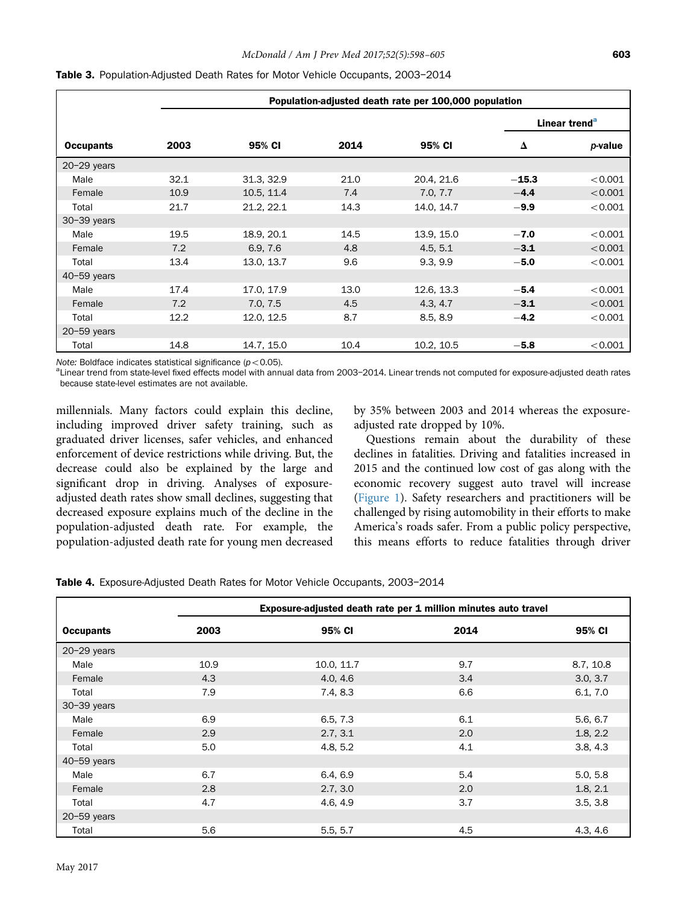**Table 3.** Population-Adjusted Death Rates for Motor Vehicle Occupants, 2003–2014

| Occupants | Population-adjusted death rate per 100,000 population | | | | | |
|---|---|---|---|---|---|---|
| | | | | | Linear trend[a] | |
| | 2003 | 95% CI | 2014 | 95% CI | Δ | *p*-value |
| 20–29 years | | | | | | |
| Male | 32.1 | 31.3, 32.9 | 21.0 | 20.4, 21.6 | **−15.3** | <0.001 |
| Female | 10.9 | 10.5, 11.4 | 7.4 | 7.0, 7.7 | **−4.4** | <0.001 |
| Total | 21.7 | 21.2, 22.1 | 14.3 | 14.0, 14.7 | **−9.9** | <0.001 |
| 30–39 years | | | | | | |
| Male | 19.5 | 18.9, 20.1 | 14.5 | 13.9, 15.0 | **−7.0** | <0.001 |
| Female | 7.2 | 6.9, 7.6 | 4.8 | 4.5, 5.1 | **−3.1** | <0.001 |
| Total | 13.4 | 13.0, 13.7 | 9.6 | 9.3, 9.9 | **−5.0** | <0.001 |
| 40–59 years | | | | | | |
| Male | 17.4 | 17.0, 17.9 | 13.0 | 12.6, 13.3 | **−5.4** | <0.001 |
| Female | 7.2 | 7.0, 7.5 | 4.5 | 4.3, 4.7 | **−3.1** | <0.001 |
| Total | 12.2 | 12.0, 12.5 | 8.7 | 8.5, 8.9 | **−4.2** | <0.001 |
| 20–59 years | | | | | | |
| Total | 14.8 | 14.7, 15.0 | 10.4 | 10.2, 10.5 | **−5.8** | <0.001 |

*Note:* Boldface indicates statistical significance ($p < 0.05$).
[a]Linear trend from state-level fixed effects model with annual data from 2003–2014. Linear trends not computed for exposure-adjusted death rates because state-level estimates are not available.

millennials. Many factors could explain this decline, including improved driver safety training, such as graduated driver licenses, safer vehicles, and enhanced enforcement of device restrictions while driving. But, the decrease could also be explained by the large and significant drop in driving. Analyses of exposure-adjusted death rates show small declines, suggesting that decreased exposure explains much of the decline in the population-adjusted death rate. For example, the population-adjusted death rate for young men decreased by 35% between 2003 and 2014 whereas the exposure-adjusted rate dropped by 10%.

Questions remain about the durability of these declines in fatalities. Driving and fatalities increased in 2015 and the continued low cost of gas along with the economic recovery suggest auto travel will increase (Figure 1). Safety researchers and practitioners will be challenged by rising automobility in their efforts to make America's roads safer. From a public policy perspective, this means efforts to reduce fatalities through driver

**Table 4.** Exposure-Adjusted Death Rates for Motor Vehicle Occupants, 2003–2014

| Occupants | Exposure-adjusted death rate per 1 million minutes auto travel | | | |
|---|---|---|---|---|
| | 2003 | 95% CI | 2014 | 95% CI |
| 20–29 years | | | | |
| Male | 10.9 | 10.0, 11.7 | 9.7 | 8.7, 10.8 |
| Female | 4.3 | 4.0, 4.6 | 3.4 | 3.0, 3.7 |
| Total | 7.9 | 7.4, 8.3 | 6.6 | 6.1, 7.0 |
| 30–39 years | | | | |
| Male | 6.9 | 6.5, 7.3 | 6.1 | 5.6, 6.7 |
| Female | 2.9 | 2.7, 3.1 | 2.0 | 1.8, 2.2 |
| Total | 5.0 | 4.8, 5.2 | 4.1 | 3.8, 4.3 |
| 40–59 years | | | | |
| Male | 6.7 | 6.4, 6.9 | 5.4 | 5.0, 5.8 |
| Female | 2.8 | 2.7, 3.0 | 2.0 | 1.8, 2.1 |
| Total | 4.7 | 4.6, 4.9 | 3.7 | 3.5, 3.8 |
| 20–59 years | | | | |
| Total | 5.6 | 5.5, 5.7 | 4.5 | 4.3, 4.6 |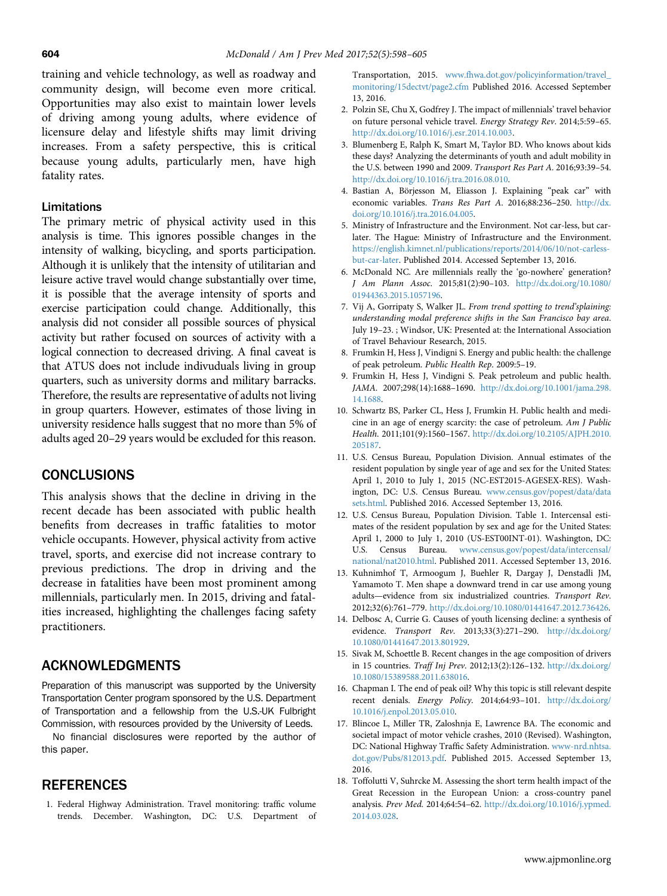training and vehicle technology, as well as roadway and community design, will become even more critical. Opportunities may also exist to maintain lower levels of driving among young adults, where evidence of licensure delay and lifestyle shifts may limit driving increases. From a safety perspective, this is critical because young adults, particularly men, have high fatality rates.

### Limitations

The primary metric of physical activity used in this analysis is time. This ignores possible changes in the intensity of walking, bicycling, and sports participation. Although it is unlikely that the intensity of utilitarian and leisure active travel would change substantially over time, it is possible that the average intensity of sports and exercise participation could change. Additionally, this analysis did not consider all possible sources of physical activity but rather focused on sources of activity with a logical connection to decreased driving. A final caveat is that ATUS does not include indivuduals living in group quarters, such as university dorms and military barracks. Therefore, the results are representative of adults not living in group quarters. However, estimates of those living in university residence halls suggest that no more than 5% of adults aged 20–29 years would be excluded for this reason.

## CONCLUSIONS

This analysis shows that the decline in driving in the recent decade has been associated with public health benefits from decreases in traffic fatalities to motor vehicle occupants. However, physical activity from active travel, sports, and exercise did not increase contrary to previous predictions. The drop in driving and the decrease in fatalities have been most prominent among millennials, particularly men. In 2015, driving and fatalities increased, highlighting the challenges facing safety practitioners.

## ACKNOWLEDGMENTS

Preparation of this manuscript was supported by the University Transportation Center program sponsored by the U.S. Department of Transportation and a fellowship from the U.S.-UK Fulbright Commission, with resources provided by the University of Leeds.

No financial disclosures were reported by the author of this paper.

## REFERENCES

1. Federal Highway Administration. Travel monitoring: traffic volume trends. December. Washington, DC: U.S. Department of Transportation, 2015. www.fhwa.dot.gov/policyinformation/travel_monitoring/15dectvt/page2.cfm Published 2016. Accessed September 13, 2016.
2. Polzin SE, Chu X, Godfrey J. The impact of millennials' travel behavior on future personal vehicle travel. *Energy Strategy Rev*. 2014;5:59–65. http://dx.doi.org/10.1016/j.esr.2014.10.003.
3. Blumenberg E, Ralph K, Smart M, Taylor BD. Who knows about kids these days? Analyzing the determinants of youth and adult mobility in the U.S. between 1990 and 2009. *Transport Res Part A*. 2016;93:39–54. http://dx.doi.org/10.1016/j.tra.2016.08.010.
4. Bastian A, Börjesson M, Eliasson J. Explaining "peak car" with economic variables. *Trans Res Part A*. 2016;88:236–250. http://dx.doi.org/10.1016/j.tra.2016.04.005.
5. Ministry of Infrastructure and the Environment. Not car-less, but car-later. The Hague: Ministry of Infrastructure and the Environment. https://english.kimnet.nl/publications/reports/2014/06/10/not-carless-but-car-later. Published 2014. Accessed September 13, 2016.
6. McDonald NC. Are millennials really the 'go-nowhere' generation? *J Am Plann Assoc*. 2015;81(2):90–103. http://dx.doi.org/10.1080/01944363.2015.1057196.
7. Vij A, Gorripaty S, Walker JL. *From trend spotting to trend'splaining: understanding modal preference shifts in the San Francisco bay area*. July 19–23. ; Windsor, UK: Presented at: the International Association of Travel Behaviour Research, 2015.
8. Frumkin H, Hess J, Vindigni S. Energy and public health: the challenge of peak petroleum. *Public Health Rep*. 2009:5–19.
9. Frumkin H, Hess J, Vindigni S. Peak petroleum and public health. *JAMA*. 2007;298(14):1688–1690. http://dx.doi.org/10.1001/jama.298.14.1688.
10. Schwartz BS, Parker CL, Hess J, Frumkin H. Public health and medicine in an age of energy scarcity: the case of petroleum. *Am J Public Health*. 2011;101(9):1560–1567. http://dx.doi.org/10.2105/AJPH.2010.205187.
11. U.S. Census Bureau, Population Division. Annual estimates of the resident population by single year of age and sex for the United States: April 1, 2010 to July 1, 2015 (NC-EST2015-AGESEX-RES). Washington, DC: U.S. Census Bureau. www.census.gov/popest/data/datasets.html. Published 2016. Accessed September 13, 2016.
12. U.S. Census Bureau, Population Division. Table 1. Intercensal estimates of the resident population by sex and age for the United States: April 1, 2000 to July 1, 2010 (US-EST00INT-01). Washington, DC: U.S. Census Bureau. www.census.gov/popest/data/intercensal/national/nat2010.html. Published 2011. Accessed September 13, 2016.
13. Kuhnimhof T, Armoogum J, Buehler R, Dargay J, Denstadli JM, Yamamoto T. Men shape a downward trend in car use among young adults—evidence from six industrialized countries. *Transport Rev*. 2012;32(6):761–779. http://dx.doi.org/10.1080/01441647.2012.736426.
14. Delbosc A, Currie G. Causes of youth licensing decline: a synthesis of evidence. *Transport Rev*. 2013;33(3):271–290. http://dx.doi.org/10.1080/01441647.2013.801929.
15. Sivak M, Schoettle B. Recent changes in the age composition of drivers in 15 countries. *Traff Inj Prev*. 2012;13(2):126–132. http://dx.doi.org/10.1080/15389588.2011.638016.
16. Chapman I. The end of peak oil? Why this topic is still relevant despite recent denials. *Energy Policy*. 2014;64:93–101. http://dx.doi.org/10.1016/j.enpol.2013.05.010.
17. Blincoe L, Miller TR, Zaloshnja E, Lawrence BA. The economic and societal impact of motor vehicle crashes, 2010 (Revised). Washington, DC: National Highway Traffic Safety Administration. www-nrd.nhtsa.dot.gov/Pubs/812013.pdf. Published 2015. Accessed September 13, 2016.
18. Toffolutti V, Suhrcke M. Assessing the short term health impact of the Great Recession in the European Union: a cross-country panel analysis. *Prev Med*. 2014;64:54–62. http://dx.doi.org/10.1016/j.ypmed.2014.03.028.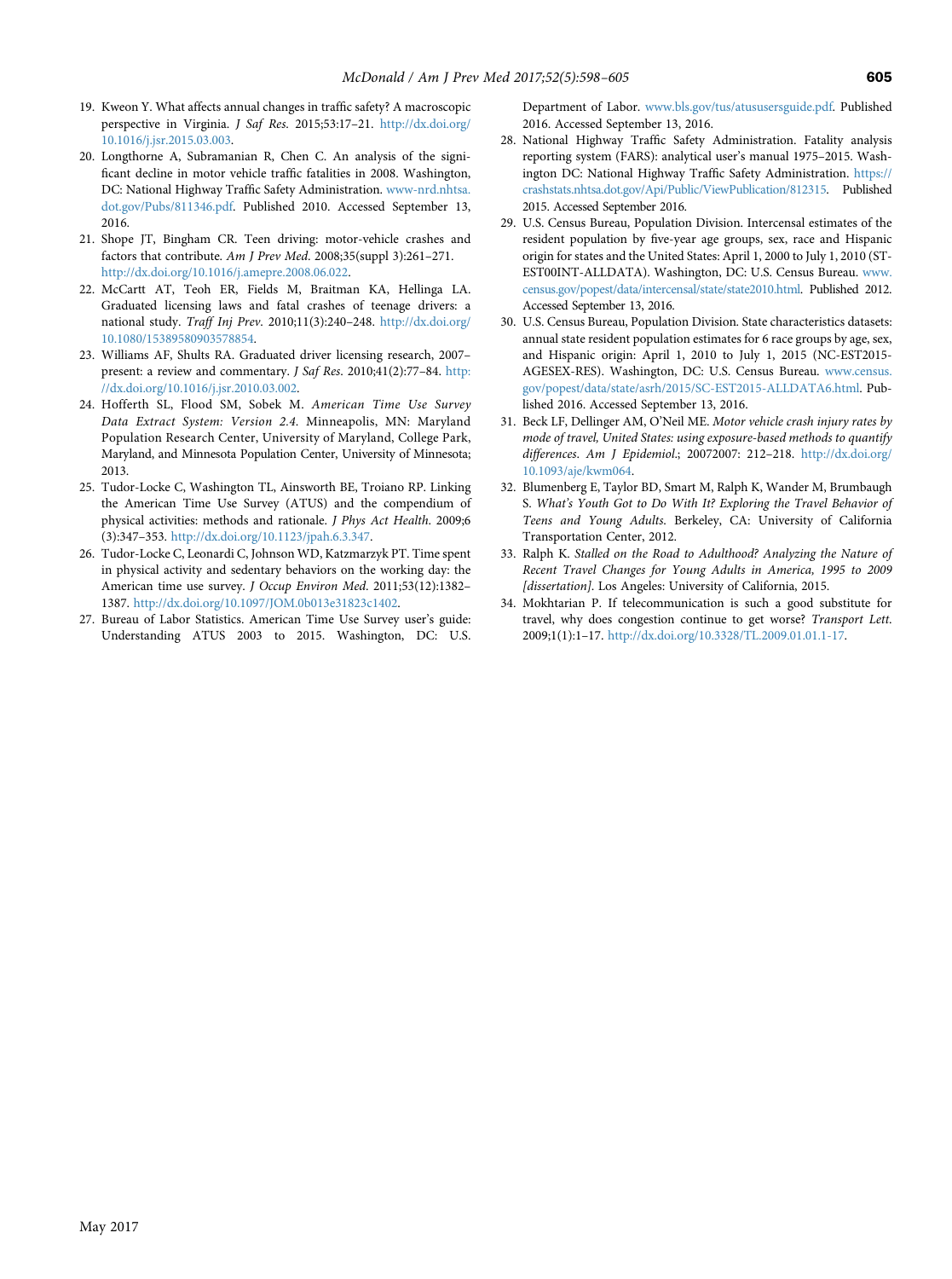19. Kweon Y. What affects annual changes in traffic safety? A macroscopic perspective in Virginia. *J Saf Res*. 2015;53:17–21. http://dx.doi.org/10.1016/j.jsr.2015.03.003.
20. Longthorne A, Subramanian R, Chen C. An analysis of the significant decline in motor vehicle traffic fatalities in 2008. Washington, DC: National Highway Traffic Safety Administration. www-nrd.nhtsa.dot.gov/Pubs/811346.pdf. Published 2010. Accessed September 13, 2016.
21. Shope JT, Bingham CR. Teen driving: motor-vehicle crashes and factors that contribute. *Am J Prev Med*. 2008;35(suppl 3):261–271. http://dx.doi.org/10.1016/j.amepre.2008.06.022.
22. McCartt AT, Teoh ER, Fields M, Braitman KA, Hellinga LA. Graduated licensing laws and fatal crashes of teenage drivers: a national study. *Traff Inj Prev*. 2010;11(3):240–248. http://dx.doi.org/10.1080/15389580903578854.
23. Williams AF, Shults RA. Graduated driver licensing research, 2007–present: a review and commentary. *J Saf Res*. 2010;41(2):77–84. http://dx.doi.org/10.1016/j.jsr.2010.03.002.
24. Hofferth SL, Flood SM, Sobek M. *American Time Use Survey Data Extract System: Version 2.4*. Minneapolis, MN: Maryland Population Research Center, University of Maryland, College Park, Maryland, and Minnesota Population Center, University of Minnesota; 2013.
25. Tudor-Locke C, Washington TL, Ainsworth BE, Troiano RP. Linking the American Time Use Survey (ATUS) and the compendium of physical activities: methods and rationale. *J Phys Act Health*. 2009;6(3):347–353. http://dx.doi.org/10.1123/jpah.6.3.347.
26. Tudor-Locke C, Leonardi C, Johnson WD, Katzmarzyk PT. Time spent in physical activity and sedentary behaviors on the working day: the American time use survey. *J Occup Environ Med*. 2011;53(12):1382–1387. http://dx.doi.org/10.1097/JOM.0b013e31823c1402.
27. Bureau of Labor Statistics. American Time Use Survey user's guide: Understanding ATUS 2003 to 2015. Washington, DC: U.S. Department of Labor. www.bls.gov/tus/atususersguide.pdf. Published 2016. Accessed September 13, 2016.
28. National Highway Traffic Safety Administration. Fatality analysis reporting system (FARS): analytical user's manual 1975–2015. Washington DC: National Highway Traffic Safety Administration. https://crashstats.nhtsa.dot.gov/Api/Public/ViewPublication/812315. Published 2015. Accessed September 2016.
29. U.S. Census Bureau, Population Division. Intercensal estimates of the resident population by five-year age groups, sex, race and Hispanic origin for states and the United States: April 1, 2000 to July 1, 2010 (ST-EST00INT-ALLDATA). Washington, DC: U.S. Census Bureau. www.census.gov/popest/data/intercensal/state/state2010.html. Published 2012. Accessed September 13, 2016.
30. U.S. Census Bureau, Population Division. State characteristics datasets: annual state resident population estimates for 6 race groups by age, sex, and Hispanic origin: April 1, 2010 to July 1, 2015 (NC-EST2015-AGESEX-RES). Washington, DC: U.S. Census Bureau. www.census.gov/popest/data/state/asrh/2015/SC-EST2015-ALLDATA6.html. Published 2016. Accessed September 13, 2016.
31. Beck LF, Dellinger AM, O'Neil ME. *Motor vehicle crash injury rates by mode of travel, United States: using exposure-based methods to quantify differences. Am J Epidemiol.*; 20072007: 212–218. http://dx.doi.org/10.1093/aje/kwm064.
32. Blumenberg E, Taylor BD, Smart M, Ralph K, Wander M, Brumbaugh S. *What's Youth Got to Do With It? Exploring the Travel Behavior of Teens and Young Adults*. Berkeley, CA: University of California Transportation Center, 2012.
33. Ralph K. *Stalled on the Road to Adulthood? Analyzing the Nature of Recent Travel Changes for Young Adults in America, 1995 to 2009 [dissertation]*. Los Angeles: University of California, 2015.
34. Mokhtarian P. If telecommunication is such a good substitute for travel, why does congestion continue to get worse? *Transport Lett*. 2009;1(1):1–17. http://dx.doi.org/10.3328/TL.2009.01.01.1-17.